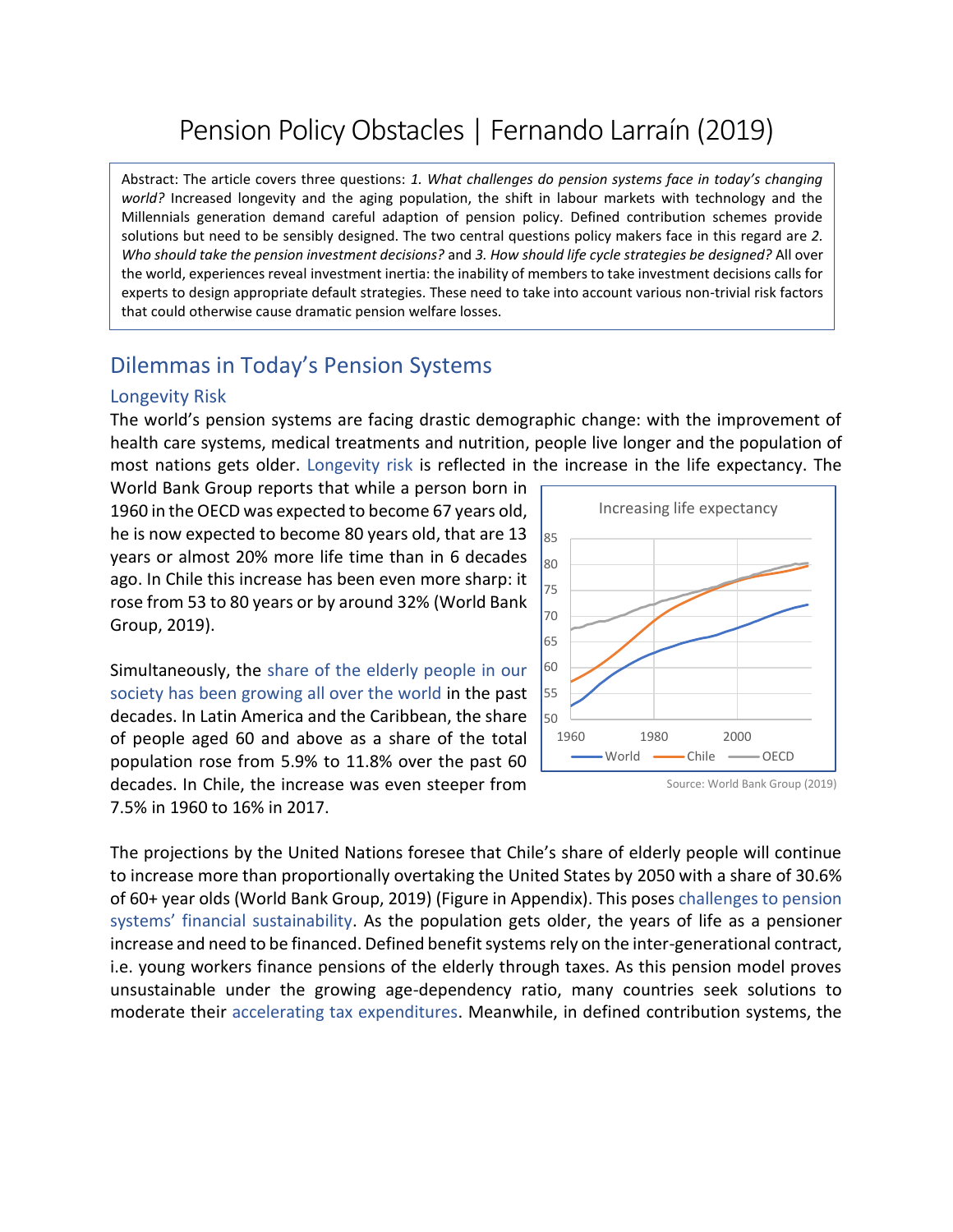# Pension Policy Obstacles | Fernando Larraín (2019)

Abstract: The article covers three questions: *1. What challenges do pension systems face in today's changing world?* Increased longevity and the aging population, the shift in labour markets with technology and the Millennials generation demand careful adaption of pension policy. Defined contribution schemes provide solutions but need to be sensibly designed. The two central questions policy makers face in this regard are *2. Who should take the pension investment decisions?* and *3. How should life cycle strategies be designed?* All over the world, experiences reveal investment inertia: the inability of members to take investment decisions calls for experts to design appropriate default strategies. These need to take into account various non-trivial risk factors that could otherwise cause dramatic pension welfare losses.

## Dilemmas in Today's Pension Systems

### Longevity Risk

The world's pension systems are facing drastic demographic change: with the improvement of health care systems, medical treatments and nutrition, people live longer and the population of most nations gets older. Longevity risk is reflected in the increase in the life expectancy. The World Bank Group reports that while a person born in 1960 in the OECD was expected to become 67 years old, he is now expected to become 80 years old, that are 13 years or almost 20% more life time than in 6 decades ago. In Chile this increase has been even more sharp: it rose from 53 to 80 years or by around 32% (World Bank Group, 2019).

Increasing life expectancy

Source: World Bank Group (2019)

Simultaneously, the share of the elderly people in our society has been growing all over the world in the past decades. In Latin America and the Caribbean, the share of people aged 60 and above as a share of the total population rose from 5.9% to 11.8% over the past 60 decades. In Chile, the increase was even steeper from 7.5% in 1960 to 16% in 2017.

The projections by the United Nations foresee that Chile's share of elderly people will continue to increase more than proportionally overtaking the United States by 2050 with a share of 30.6% of 60+ year olds (World Bank Group, 2019) (Figure in Appendix). This poses challenges to pension systems' financial sustainability. As the population gets older, the years of life as a pensioner increase and need to be financed. Defined benefit systems rely on the inter-generational contract, i.e. young workers finance pensions of the elderly through taxes. As this pension model proves unsustainable under the growing age-dependency ratio, many countries seek solutions to moderate their accelerating tax expenditures. Meanwhile, in defined contribution systems, the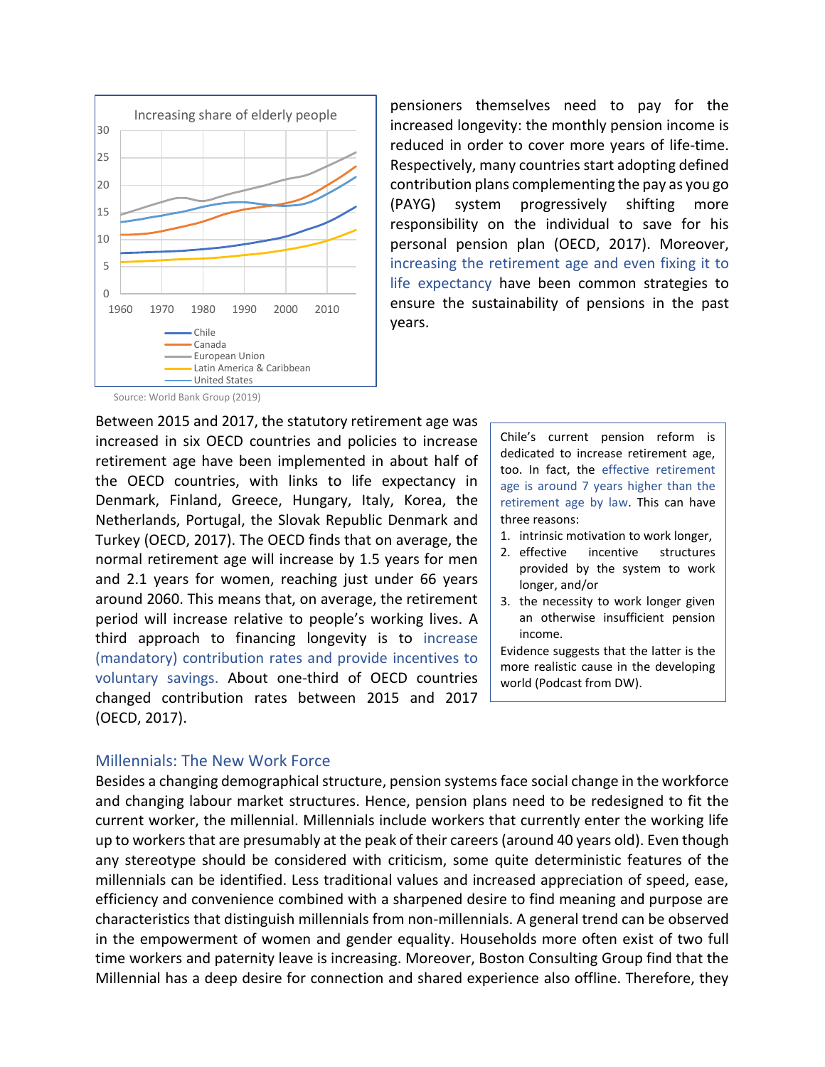Increasing share of elderly people

Source: World Bank Group (2019)

pensioners themselves need to pay for the increased longevity: the monthly pension income is reduced in order to cover more years of life-time. Respectively, many countries start adopting defined contribution plans complementing the pay as you go (PAYG) system progressively shifting more responsibility on the individual to save for his personal pension plan (OECD, 2017). Moreover, increasing the retirement age and even fixing it to life expectancy have been common strategies to ensure the sustainability of pensions in the past years.

Between 2015 and 2017, the statutory retirement age was increased in six OECD countries and policies to increase retirement age have been implemented in about half of the OECD countries, with links to life expectancy in Denmark, Finland, Greece, Hungary, Italy, Korea, the Netherlands, Portugal, the Slovak Republic Denmark and Turkey (OECD, 2017). The OECD finds that on average, the normal retirement age will increase by 1.5 years for men and 2.1 years for women, reaching just under 66 years around 2060. This means that, on average, the retirement period will increase relative to people's working lives. A third approach to financing longevity is to increase (mandatory) contribution rates and provide incentives to voluntary savings. About one-third of OECD countries changed contribution rates between 2015 and 2017 (OECD, 2017).

> Chile's current pension reform is dedicated to increase retirement age, too. In fact, the effective retirement age is around 7 years higher than the retirement age by law. This can have three reasons:
>
> 1. intrinsic motivation to work longer,
> 2. effective incentive structures provided by the system to work longer, and/or
> 3. the necessity to work longer given an otherwise insufficient pension income.
>
> Evidence suggests that the latter is the more realistic cause in the developing world (Podcast from DW).

## Millennials: The New Work Force

Besides a changing demographical structure, pension systems face social change in the workforce and changing labour market structures. Hence, pension plans need to be redesigned to fit the current worker, the millennial. Millennials include workers that currently enter the working life up to workers that are presumably at the peak of their careers (around 40 years old). Even though any stereotype should be considered with criticism, some quite deterministic features of the millennials can be identified. Less traditional values and increased appreciation of speed, ease, efficiency and convenience combined with a sharpened desire to find meaning and purpose are characteristics that distinguish millennials from non-millennials. A general trend can be observed in the empowerment of women and gender equality. Households more often exist of two full time workers and paternity leave is increasing. Moreover, Boston Consulting Group find that the Millennial has a deep desire for connection and shared experience also offline. Therefore, they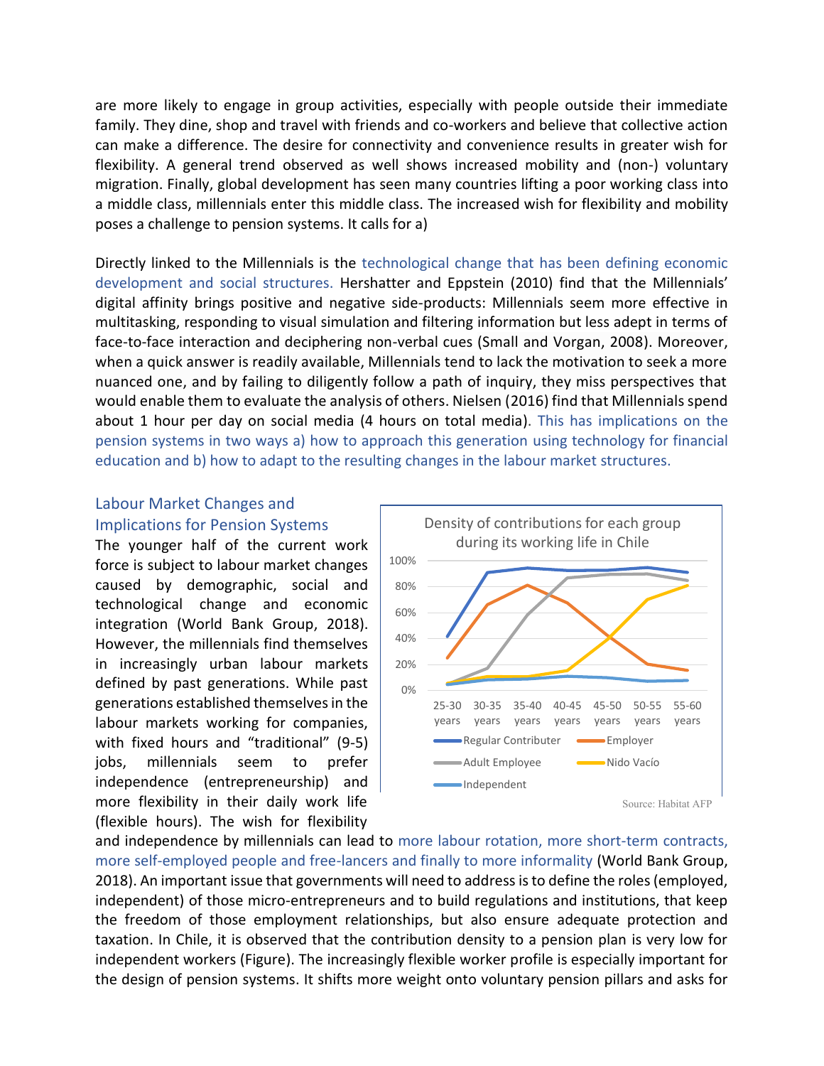are more likely to engage in group activities, especially with people outside their immediate family. They dine, shop and travel with friends and co-workers and believe that collective action can make a difference. The desire for connectivity and convenience results in greater wish for flexibility. A general trend observed as well shows increased mobility and (non-) voluntary migration. Finally, global development has seen many countries lifting a poor working class into a middle class, millennials enter this middle class. The increased wish for flexibility and mobility poses a challenge to pension systems. It calls for a)

Directly linked to the Millennials is the technological change that has been defining economic development and social structures. Hershatter and Eppstein (2010) find that the Millennials' digital affinity brings positive and negative side-products: Millennials seem more effective in multitasking, responding to visual simulation and filtering information but less adept in terms of face-to-face interaction and deciphering non-verbal cues (Small and Vorgan, 2008). Moreover, when a quick answer is readily available, Millennials tend to lack the motivation to seek a more nuanced one, and by failing to diligently follow a path of inquiry, they miss perspectives that would enable them to evaluate the analysis of others. Nielsen (2016) find that Millennials spend about 1 hour per day on social media (4 hours on total media). This has implications on the pension systems in two ways a) how to approach this generation using technology for financial education and b) how to adapt to the resulting changes in the labour market structures.

## Labour Market Changes and Implications for Pension Systems

The younger half of the current work force is subject to labour market changes caused by demographic, social and technological change and economic integration (World Bank Group, 2018). However, the millennials find themselves in increasingly urban labour markets defined by past generations. While past generations established themselves in the labour markets working for companies, with fixed hours and "traditional" (9-5) jobs, millennials seem to prefer independence (entrepreneurship) and more flexibility in their daily work life (flexible hours). The wish for flexibility and independence by millennials can lead to more labour rotation, more short-term contracts, more self-employed people and free-lancers and finally to more informality (World Bank Group, 2018). An important issue that governments will need to address is to define the roles (employed, independent) of those micro-entrepreneurs and to build regulations and institutions, that keep the freedom of those employment relationships, but also ensure adequate protection and taxation. In Chile, it is observed that the contribution density to a pension plan is very low for independent workers (Figure). The increasingly flexible worker profile is especially important for the design of pension systems. It shifts more weight onto voluntary pension pillars and asks for

Density of contributions for each group during its working life in Chile

| | 25-30 years | 30-35 years | 35-40 years | 40-45 years | 45-50 years | 50-55 years | 55-60 years |
|---|---|---|---|---|---|---|---|
| Regular Contributer | ~42% | ~91% | ~94% | ~93% | ~93% | ~95% | ~91% |
| Employer | ~25% | ~66% | ~81% | ~67% | ~42% | ~20% | ~15% |
| Adult Employee | ~5% | ~17% | ~59% | ~87% | ~89% | ~90% | ~85% |
| Nido Vacío | ~5% | ~10% | ~10% | ~15% | ~40% | ~70% | ~81% |
| Independent | ~4% | ~8% | ~9% | ~10% | ~9% | ~7% | ~7% |

Source: Habitat AFP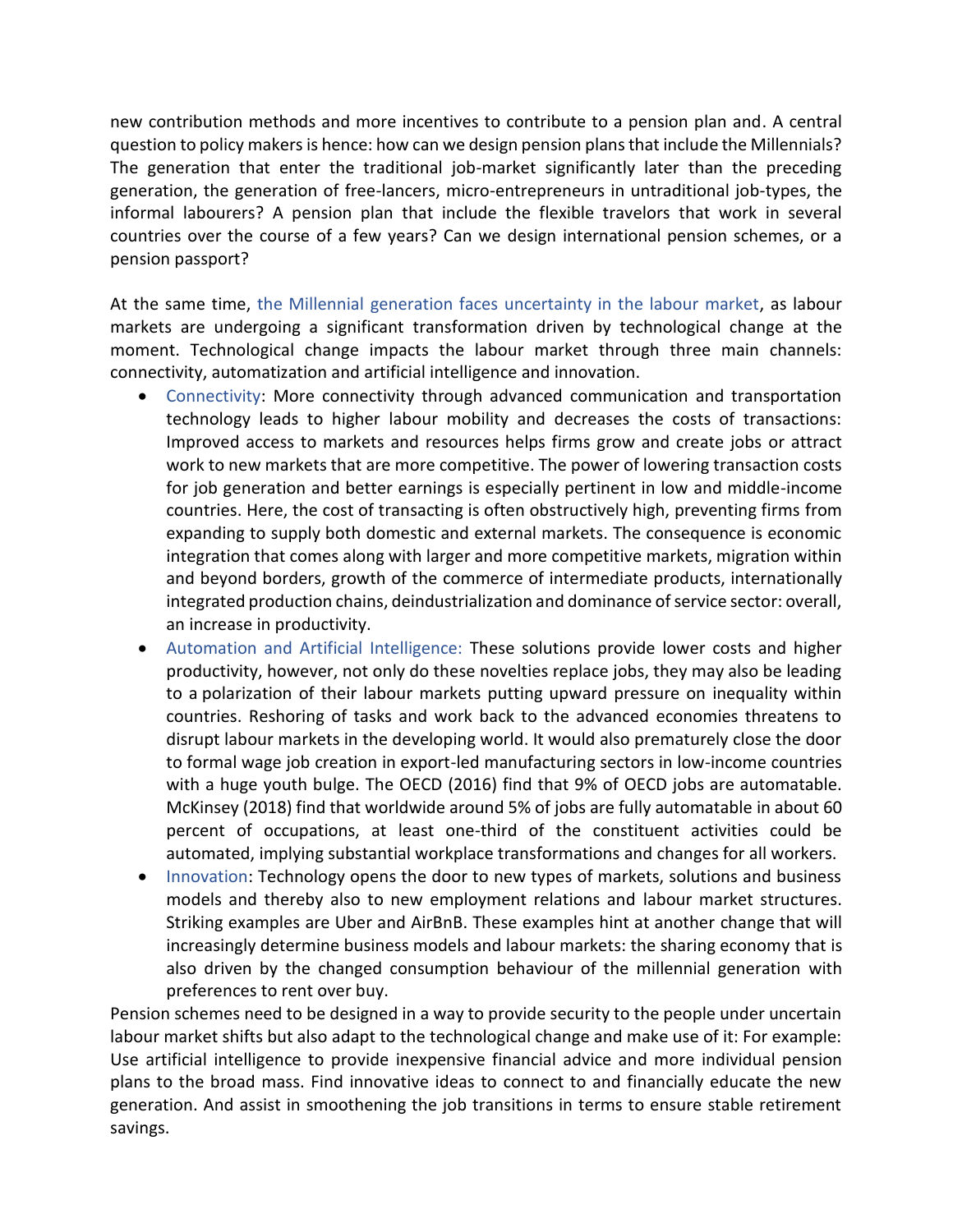new contribution methods and more incentives to contribute to a pension plan and. A central question to policy makers is hence: how can we design pension plans that include the Millennials? The generation that enter the traditional job-market significantly later than the preceding generation, the generation of free-lancers, micro-entrepreneurs in untraditional job-types, the informal labourers? A pension plan that include the flexible travelors that work in several countries over the course of a few years? Can we design international pension schemes, or a pension passport?

At the same time, the Millennial generation faces uncertainty in the labour market, as labour markets are undergoing a significant transformation driven by technological change at the moment. Technological change impacts the labour market through three main channels: connectivity, automatization and artificial intelligence and innovation.

- Connectivity: More connectivity through advanced communication and transportation technology leads to higher labour mobility and decreases the costs of transactions: Improved access to markets and resources helps firms grow and create jobs or attract work to new markets that are more competitive. The power of lowering transaction costs for job generation and better earnings is especially pertinent in low and middle-income countries. Here, the cost of transacting is often obstructively high, preventing firms from expanding to supply both domestic and external markets. The consequence is economic integration that comes along with larger and more competitive markets, migration within and beyond borders, growth of the commerce of intermediate products, internationally integrated production chains, deindustrialization and dominance of service sector: overall, an increase in productivity.
- Automation and Artificial Intelligence: These solutions provide lower costs and higher productivity, however, not only do these novelties replace jobs, they may also be leading to a polarization of their labour markets putting upward pressure on inequality within countries. Reshoring of tasks and work back to the advanced economies threatens to disrupt labour markets in the developing world. It would also prematurely close the door to formal wage job creation in export-led manufacturing sectors in low-income countries with a huge youth bulge. The OECD (2016) find that 9% of OECD jobs are automatable. McKinsey (2018) find that worldwide around 5% of jobs are fully automatable in about 60 percent of occupations, at least one-third of the constituent activities could be automated, implying substantial workplace transformations and changes for all workers.
- Innovation: Technology opens the door to new types of markets, solutions and business models and thereby also to new employment relations and labour market structures. Striking examples are Uber and AirBnB. These examples hint at another change that will increasingly determine business models and labour markets: the sharing economy that is also driven by the changed consumption behaviour of the millennial generation with preferences to rent over buy.

Pension schemes need to be designed in a way to provide security to the people under uncertain labour market shifts but also adapt to the technological change and make use of it: For example: Use artificial intelligence to provide inexpensive financial advice and more individual pension plans to the broad mass. Find innovative ideas to connect to and financially educate the new generation. And assist in smoothening the job transitions in terms to ensure stable retirement savings.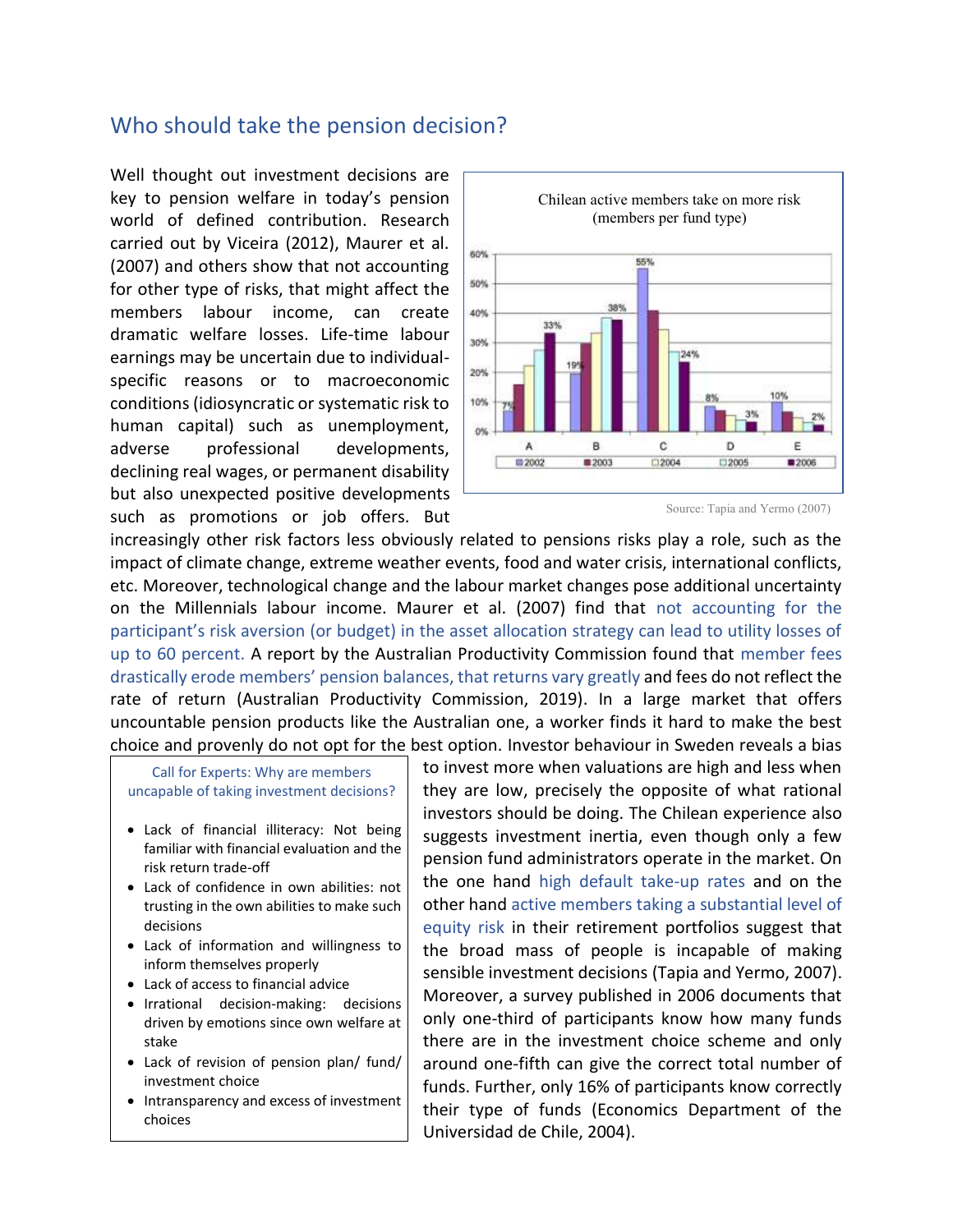## Who should take the pension decision?

Well thought out investment decisions are key to pension welfare in today's pension world of defined contribution. Research carried out by Viceira (2012), Maurer et al. (2007) and others show that not accounting for other type of risks, that might affect the members labour income, can create dramatic welfare losses. Life-time labour earnings may be uncertain due to individual-specific reasons or to macroeconomic conditions (idiosyncratic or systematic risk to human capital) such as unemployment, adverse professional developments, declining real wages, or permanent disability but also unexpected positive developments such as promotions or job offers. But increasingly other risk factors less obviously related to pensions risks play a role, such as the impact of climate change, extreme weather events, food and water crisis, international conflicts, etc. Moreover, technological change and the labour market changes pose additional uncertainty on the Millennials labour income. Maurer et al. (2007) find that not accounting for the participant's risk aversion (or budget) in the asset allocation strategy can lead to utility losses of up to 60 percent. A report by the Australian Productivity Commission found that member fees drastically erode members' pension balances, that returns vary greatly and fees do not reflect the rate of return (Australian Productivity Commission, 2019). In a large market that offers uncountable pension products like the Australian one, a worker finds it hard to make the best choice and provenly do not opt for the best option. Investor behaviour in Sweden reveals a bias to invest more when valuations are high and less when they are low, precisely the opposite of what rational investors should be doing. The Chilean experience also suggests investment inertia, even though only a few pension fund administrators operate in the market. On the one hand high default take-up rates and on the other hand active members taking a substantial level of equity risk in their retirement portfolios suggest that the broad mass of people is incapable of making sensible investment decisions (Tapia and Yermo, 2007). Moreover, a survey published in 2006 documents that only one-third of participants know how many funds there are in the investment choice scheme and only around one-fifth can give the correct total number of funds. Further, only 16% of participants know correctly their type of funds (Economics Department of the Universidad de Chile, 2004).

**Chilean active members take on more risk (members per fund type)**

| Fund type | 2002 | 2003 | 2004 | 2005 | 2006 |
|---|---|---|---|---|---|
| A | 7% | | | | 33% |
| B | 19% | | | 38% | |
| C | 55% | | | | 24% |
| D | 8% | | | | 3% |
| E | 10% | | | | 2% |

Source: Tapia and Yermo (2007)

**Call for Experts: Why are members uncapable of taking investment decisions?**

- Lack of financial illeteracy: Not being familiar with financial evaluation and the risk return trade-off
- Lack of confidence in own abilities: not trusting in the own abilities to make such decisions
- Lack of information and willingness to inform themselves properly
- Lack of access to financial advice
- Irrational decision-making: decisions driven by emotions since own welfare at stake
- Lack of revision of pension plan/ fund/ investment choice
- Intransparency and excess of investment choices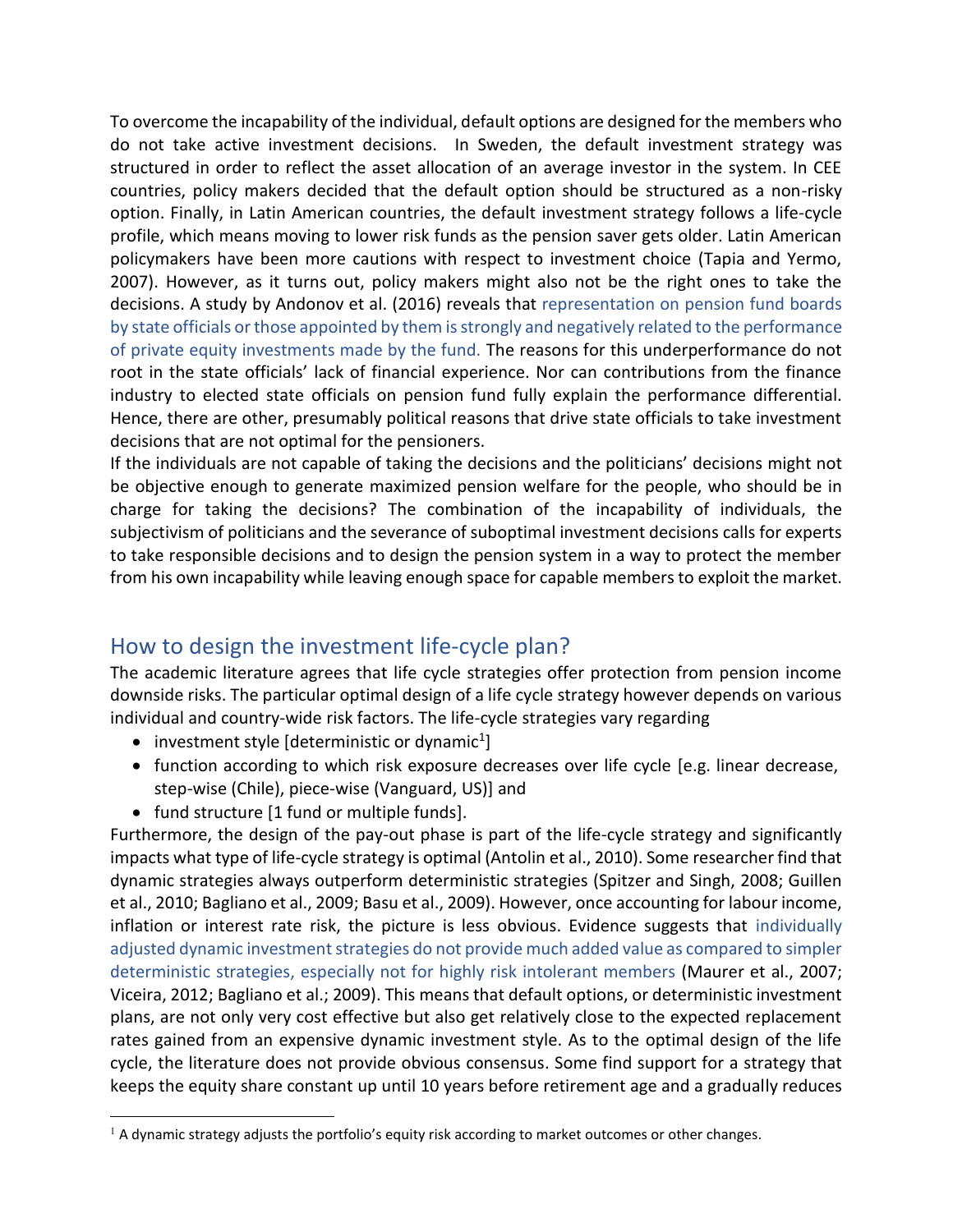To overcome the incapability of the individual, default options are designed for the members who do not take active investment decisions. In Sweden, the default investment strategy was structured in order to reflect the asset allocation of an average investor in the system. In CEE countries, policy makers decided that the default option should be structured as a non-risky option. Finally, in Latin American countries, the default investment strategy follows a life-cycle profile, which means moving to lower risk funds as the pension saver gets older. Latin American policymakers have been more cautions with respect to investment choice (Tapia and Yermo, 2007). However, as it turns out, policy makers might also not be the right ones to take the decisions. A study by Andonov et al. (2016) reveals that representation on pension fund boards by state officials or those appointed by them is strongly and negatively related to the performance of private equity investments made by the fund. The reasons for this underperformance do not root in the state officials' lack of financial experience. Nor can contributions from the finance industry to elected state officials on pension fund fully explain the performance differential. Hence, there are other, presumably political reasons that drive state officials to take investment decisions that are not optimal for the pensioners.

If the individuals are not capable of taking the decisions and the politicians' decisions might not be objective enough to generate maximized pension welfare for the people, who should be in charge for taking the decisions? The combination of the incapability of individuals, the subjectivism of politicians and the severance of suboptimal investment decisions calls for experts to take responsible decisions and to design the pension system in a way to protect the member from his own incapability while leaving enough space for capable members to exploit the market.

## How to design the investment life-cycle plan?

The academic literature agrees that life cycle strategies offer protection from pension income downside risks. The particular optimal design of a life cycle strategy however depends on various individual and country-wide risk factors. The life-cycle strategies vary regarding

- investment style [deterministic or dynamic[1]]
- function according to which risk exposure decreases over life cycle [e.g. linear decrease, step-wise (Chile), piece-wise (Vanguard, US)] and
- fund structure [1 fund or multiple funds].

Furthermore, the design of the pay-out phase is part of the life-cycle strategy and significantly impacts what type of life-cycle strategy is optimal (Antolin et al., 2010). Some researcher find that dynamic strategies always outperform deterministic strategies (Spitzer and Singh, 2008; Guillen et al., 2010; Bagliano et al., 2009; Basu et al., 2009). However, once accounting for labour income, inflation or interest rate risk, the picture is less obvious. Evidence suggests that individually adjusted dynamic investment strategies do not provide much added value as compared to simpler deterministic strategies, especially not for highly risk intolerant members (Maurer et al., 2007; Viceira, 2012; Bagliano et al.; 2009). This means that default options, or deterministic investment plans, are not only very cost effective but also get relatively close to the expected replacement rates gained from an expensive dynamic investment style. As to the optimal design of the life cycle, the literature does not provide obvious consensus. Some find support for a strategy that keeps the equity share constant up until 10 years before retirement age and a gradually reduces

[1] A dynamic strategy adjusts the portfolio's equity risk according to market outcomes or other changes.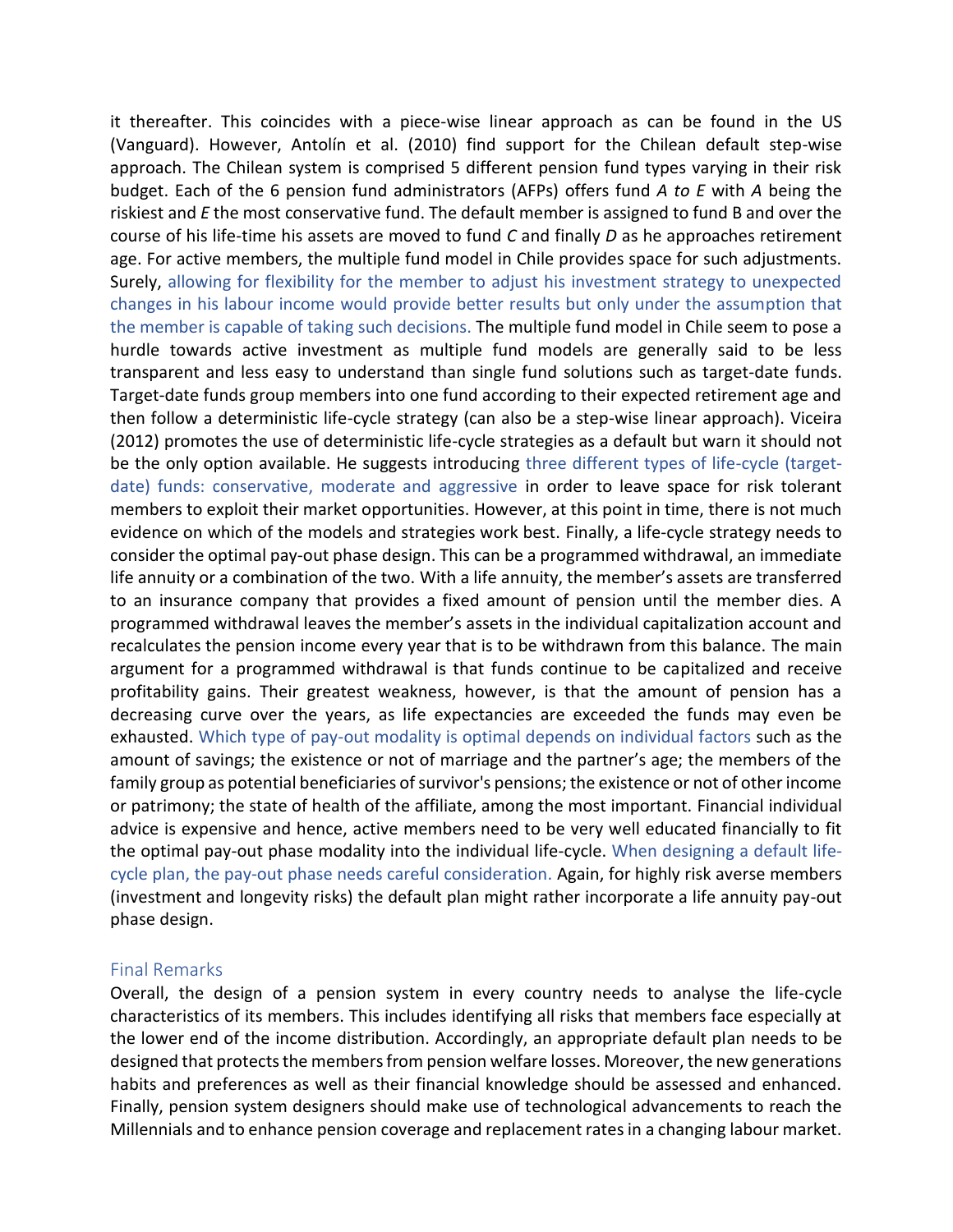it thereafter. This coincides with a piece-wise linear approach as can be found in the US (Vanguard). However, Antolín et al. (2010) find support for the Chilean default step-wise approach. The Chilean system is comprised 5 different pension fund types varying in their risk budget. Each of the 6 pension fund administrators (AFPs) offers fund *A to E* with *A* being the riskiest and *E* the most conservative fund. The default member is assigned to fund B and over the course of his life-time his assets are moved to fund *C* and finally *D* as he approaches retirement age. For active members, the multiple fund model in Chile provides space for such adjustments. Surely, allowing for flexibility for the member to adjust his investment strategy to unexpected changes in his labour income would provide better results but only under the assumption that the member is capable of taking such decisions. The multiple fund model in Chile seem to pose a hurdle towards active investment as multiple fund models are generally said to be less transparent and less easy to understand than single fund solutions such as target-date funds. Target-date funds group members into one fund according to their expected retirement age and then follow a deterministic life-cycle strategy (can also be a step-wise linear approach). Viceira (2012) promotes the use of deterministic life-cycle strategies as a default but warn it should not be the only option available. He suggests introducing three different types of life-cycle (target-date) funds: conservative, moderate and aggressive in order to leave space for risk tolerant members to exploit their market opportunities. However, at this point in time, there is not much evidence on which of the models and strategies work best. Finally, a life-cycle strategy needs to consider the optimal pay-out phase design. This can be a programmed withdrawal, an immediate life annuity or a combination of the two. With a life annuity, the member's assets are transferred to an insurance company that provides a fixed amount of pension until the member dies. A programmed withdrawal leaves the member's assets in the individual capitalization account and recalculates the pension income every year that is to be withdrawn from this balance. The main argument for a programmed withdrawal is that funds continue to be capitalized and receive profitability gains. Their greatest weakness, however, is that the amount of pension has a decreasing curve over the years, as life expectancies are exceeded the funds may even be exhausted. Which type of pay-out modality is optimal depends on individual factors such as the amount of savings; the existence or not of marriage and the partner's age; the members of the family group as potential beneficiaries of survivor's pensions; the existence or not of other income or patrimony; the state of health of the affiliate, among the most important. Financial individual advice is expensive and hence, active members need to be very well educated financially to fit the optimal pay-out phase modality into the individual life-cycle. When designing a default life-cycle plan, the pay-out phase needs careful consideration. Again, for highly risk averse members (investment and longevity risks) the default plan might rather incorporate a life annuity pay-out phase design.

## Final Remarks

Overall, the design of a pension system in every country needs to analyse the life-cycle characteristics of its members. This includes identifying all risks that members face especially at the lower end of the income distribution. Accordingly, an appropriate default plan needs to be designed that protects the members from pension welfare losses. Moreover, the new generations habits and preferences as well as their financial knowledge should be assessed and enhanced. Finally, pension system designers should make use of technological advancements to reach the Millennials and to enhance pension coverage and replacement rates in a changing labour market.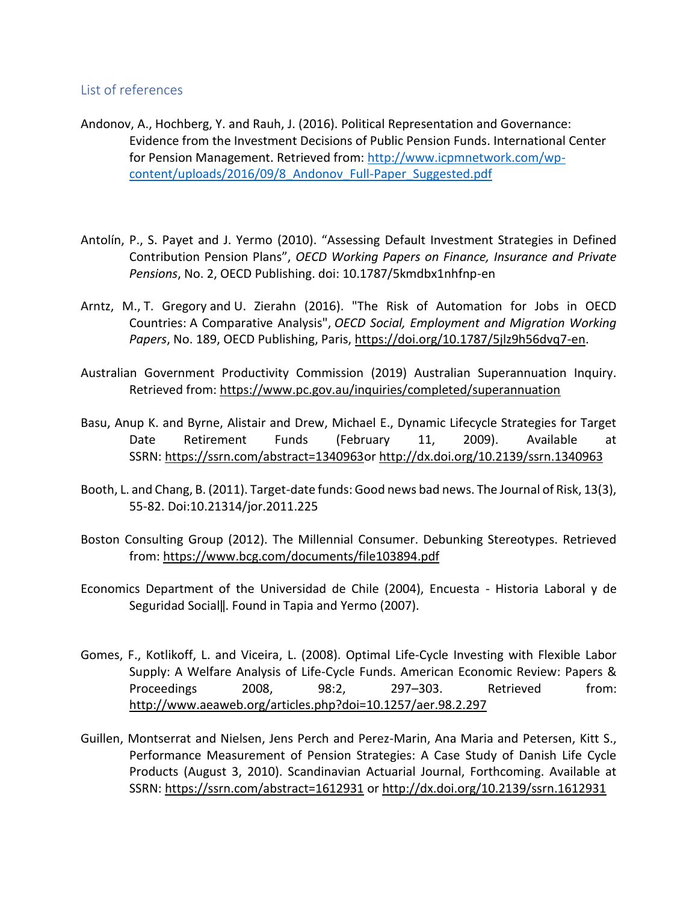## List of references

Andonov, A., Hochberg, Y. and Rauh, J. (2016). Political Representation and Governance: Evidence from the Investment Decisions of Public Pension Funds. International Center for Pension Management. Retrieved from: http://www.icpmnetwork.com/wp-content/uploads/2016/09/8_Andonov_Full-Paper_Suggested.pdf

Antolín, P., S. Payet and J. Yermo (2010). "Assessing Default Investment Strategies in Defined Contribution Pension Plans", *OECD Working Papers on Finance, Insurance and Private Pensions*, No. 2, OECD Publishing. doi: 10.1787/5kmdbx1nhfnp-en

Arntz, M., T. Gregory and U. Zierahn (2016). "The Risk of Automation for Jobs in OECD Countries: A Comparative Analysis", *OECD Social, Employment and Migration Working Papers*, No. 189, OECD Publishing, Paris, https://doi.org/10.1787/5jlz9h56dvq7-en.

Australian Government Productivity Commission (2019) Australian Superannuation Inquiry. Retrieved from: https://www.pc.gov.au/inquiries/completed/superannuation

Basu, Anup K. and Byrne, Alistair and Drew, Michael E., Dynamic Lifecycle Strategies for Target Date Retirement Funds (February 11, 2009). Available at SSRN: https://ssrn.com/abstract=1340963or http://dx.doi.org/10.2139/ssrn.1340963

Booth, L. and Chang, B. (2011). Target-date funds: Good news bad news. The Journal of Risk, 13(3), 55-82. Doi:10.21314/jor.2011.225

Boston Consulting Group (2012). The Millennial Consumer. Debunking Stereotypes. Retrieved from: https://www.bcg.com/documents/file103894.pdf

Economics Department of the Universidad de Chile (2004), Encuesta - Historia Laboral y de Seguridad Social‖. Found in Tapia and Yermo (2007).

Gomes, F., Kotlikoff, L. and Viceira, L. (2008). Optimal Life-Cycle Investing with Flexible Labor Supply: A Welfare Analysis of Life-Cycle Funds. American Economic Review: Papers & Proceedings 2008, 98:2, 297–303. Retrieved from: http://www.aeaweb.org/articles.php?doi=10.1257/aer.98.2.297

Guillen, Montserrat and Nielsen, Jens Perch and Perez-Marin, Ana Maria and Petersen, Kitt S., Performance Measurement of Pension Strategies: A Case Study of Danish Life Cycle Products (August 3, 2010). Scandinavian Actuarial Journal, Forthcoming. Available at SSRN: https://ssrn.com/abstract=1612931 or http://dx.doi.org/10.2139/ssrn.1612931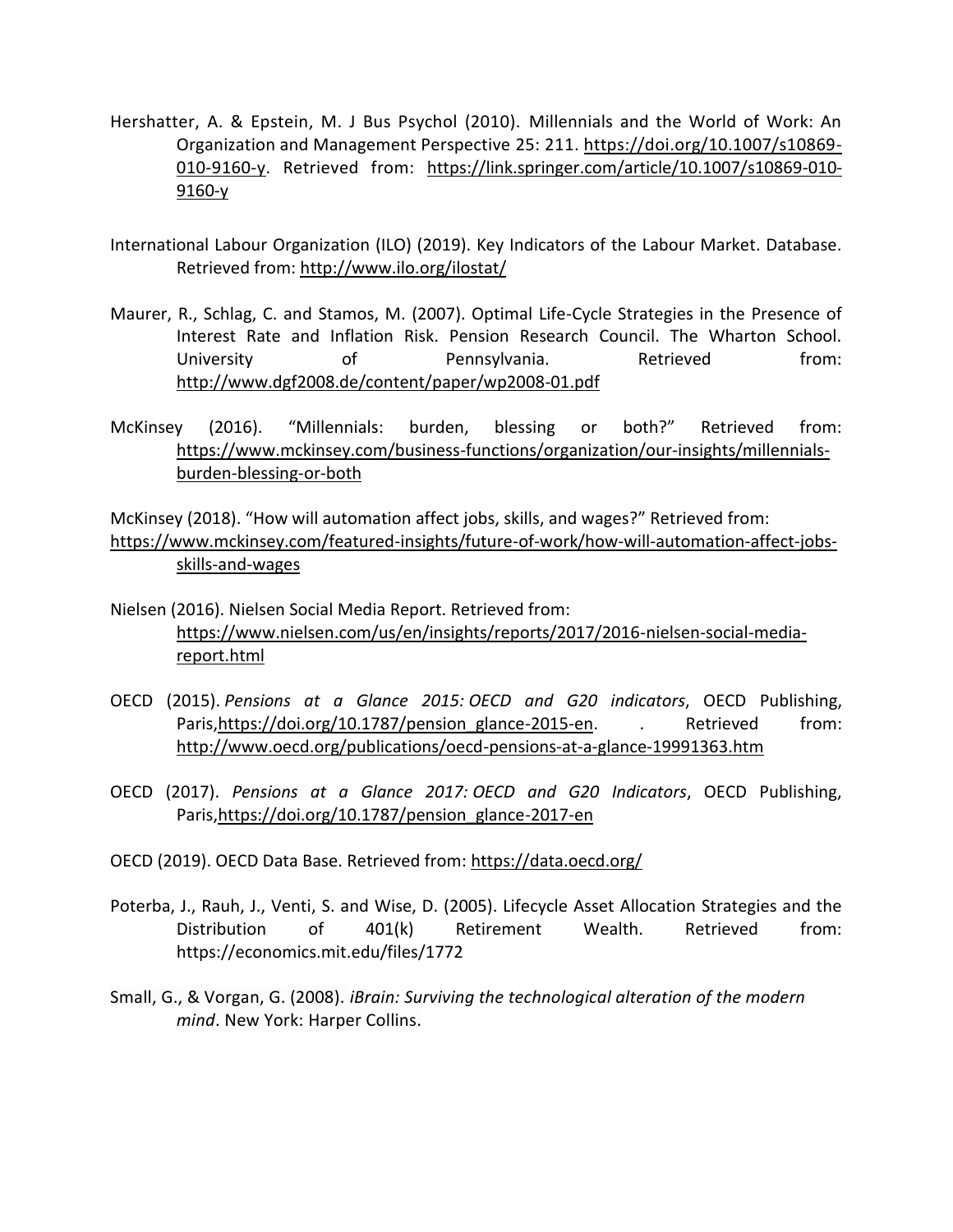Hershatter, A. & Epstein, M. J Bus Psychol (2010). Millennials and the World of Work: An Organization and Management Perspective 25: 211. https://doi.org/10.1007/s10869-010-9160-y. Retrieved from: https://link.springer.com/article/10.1007/s10869-010-9160-y

International Labour Organization (ILO) (2019). Key Indicators of the Labour Market. Database. Retrieved from: http://www.ilo.org/ilostat/

Maurer, R., Schlag, C. and Stamos, M. (2007). Optimal Life-Cycle Strategies in the Presence of Interest Rate and Inflation Risk. Pension Research Council. The Wharton School. University of Pennsylvania. Retrieved from: http://www.dgf2008.de/content/paper/wp2008-01.pdf

McKinsey (2016). "Millennials: burden, blessing or both?" Retrieved from: https://www.mckinsey.com/business-functions/organization/our-insights/millennials-burden-blessing-or-both

McKinsey (2018). "How will automation affect jobs, skills, and wages?" Retrieved from: https://www.mckinsey.com/featured-insights/future-of-work/how-will-automation-affect-jobs-skills-and-wages

Nielsen (2016). Nielsen Social Media Report. Retrieved from: https://www.nielsen.com/us/en/insights/reports/2017/2016-nielsen-social-media-report.html

OECD (2015). *Pensions at a Glance 2015: OECD and G20 indicators*, OECD Publishing, Paris,https://doi.org/10.1787/pension_glance-2015-en. . Retrieved from: http://www.oecd.org/publications/oecd-pensions-at-a-glance-19991363.htm

OECD (2017). *Pensions at a Glance 2017: OECD and G20 Indicators*, OECD Publishing, Paris,https://doi.org/10.1787/pension_glance-2017-en

OECD (2019). OECD Data Base. Retrieved from: https://data.oecd.org/

Poterba, J., Rauh, J., Venti, S. and Wise, D. (2005). Lifecycle Asset Allocation Strategies and the Distribution of 401(k) Retirement Wealth. Retrieved from: https://economics.mit.edu/files/1772

Small, G., & Vorgan, G. (2008). *iBrain: Surviving the technological alteration of the modern mind*. New York: Harper Collins.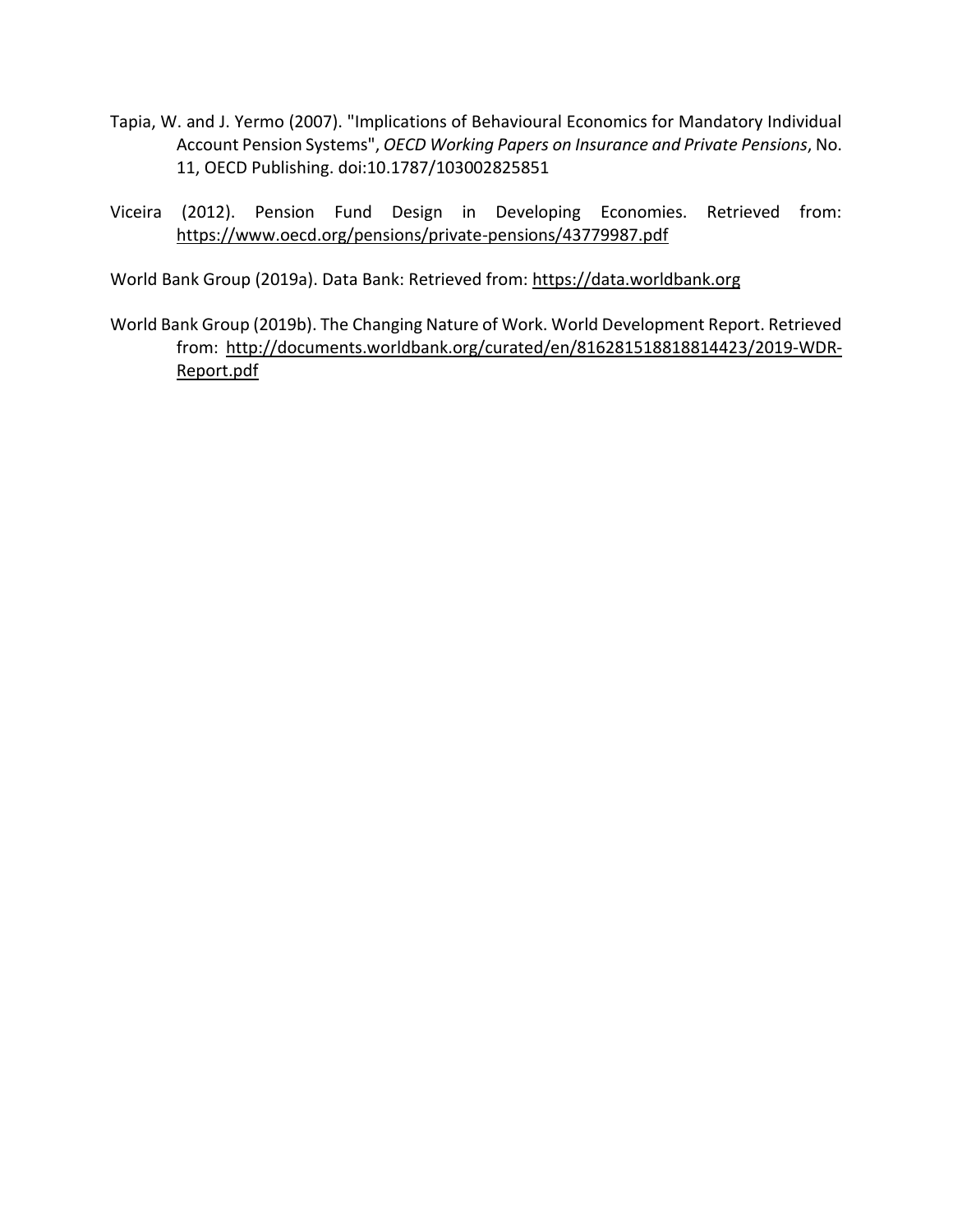Tapia, W. and J. Yermo (2007). "Implications of Behavioural Economics for Mandatory Individual Account Pension Systems", *OECD Working Papers on Insurance and Private Pensions*, No. 11, OECD Publishing. doi:10.1787/103002825851

Viceira (2012). Pension Fund Design in Developing Economies. Retrieved from: https://www.oecd.org/pensions/private-pensions/43779987.pdf

World Bank Group (2019a). Data Bank: Retrieved from: https://data.worldbank.org

World Bank Group (2019b). The Changing Nature of Work. World Development Report. Retrieved from: http://documents.worldbank.org/curated/en/816281518818814423/2019-WDR-Report.pdf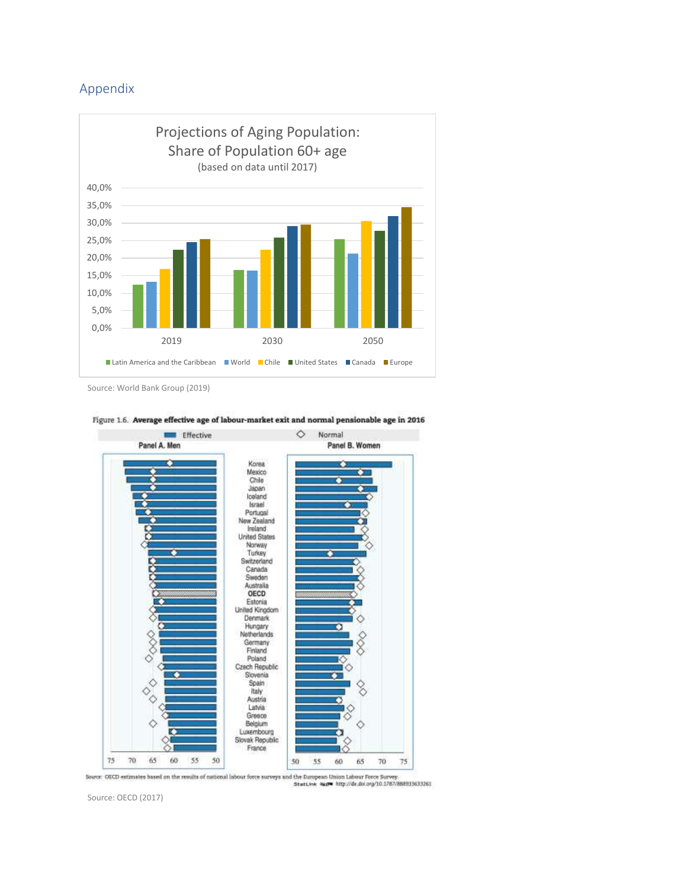## Appendix

**Projections of Aging Population: Share of Population 60+ age**
(based on data until 2017)

Source: World Bank Group (2019)

**Figure 1.6. Average effective age of labour-market exit and normal pensionable age in 2016**

Source: OECD estimates based on the results of national labour force surveys and the European Union Labour Force Survey.
StatLink http://dx.doi.org/10.1787/888933633261

Source: OECD (2017)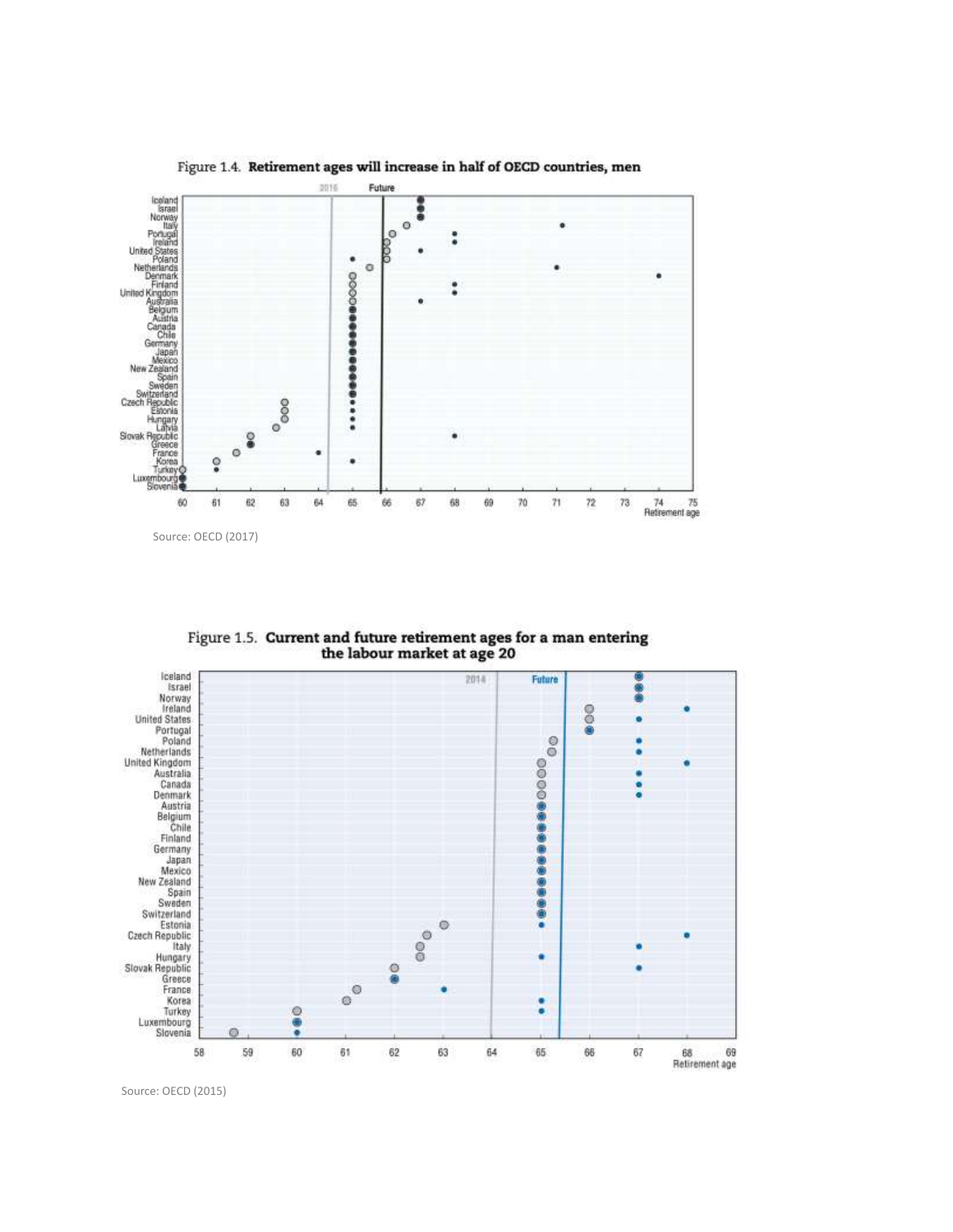Figure 1.4. **Retirement ages will increase in half of OECD countries, men**

Source: OECD (2017)

Figure 1.5. **Current and future retirement ages for a man entering the labour market at age 20**

Source: OECD (2015)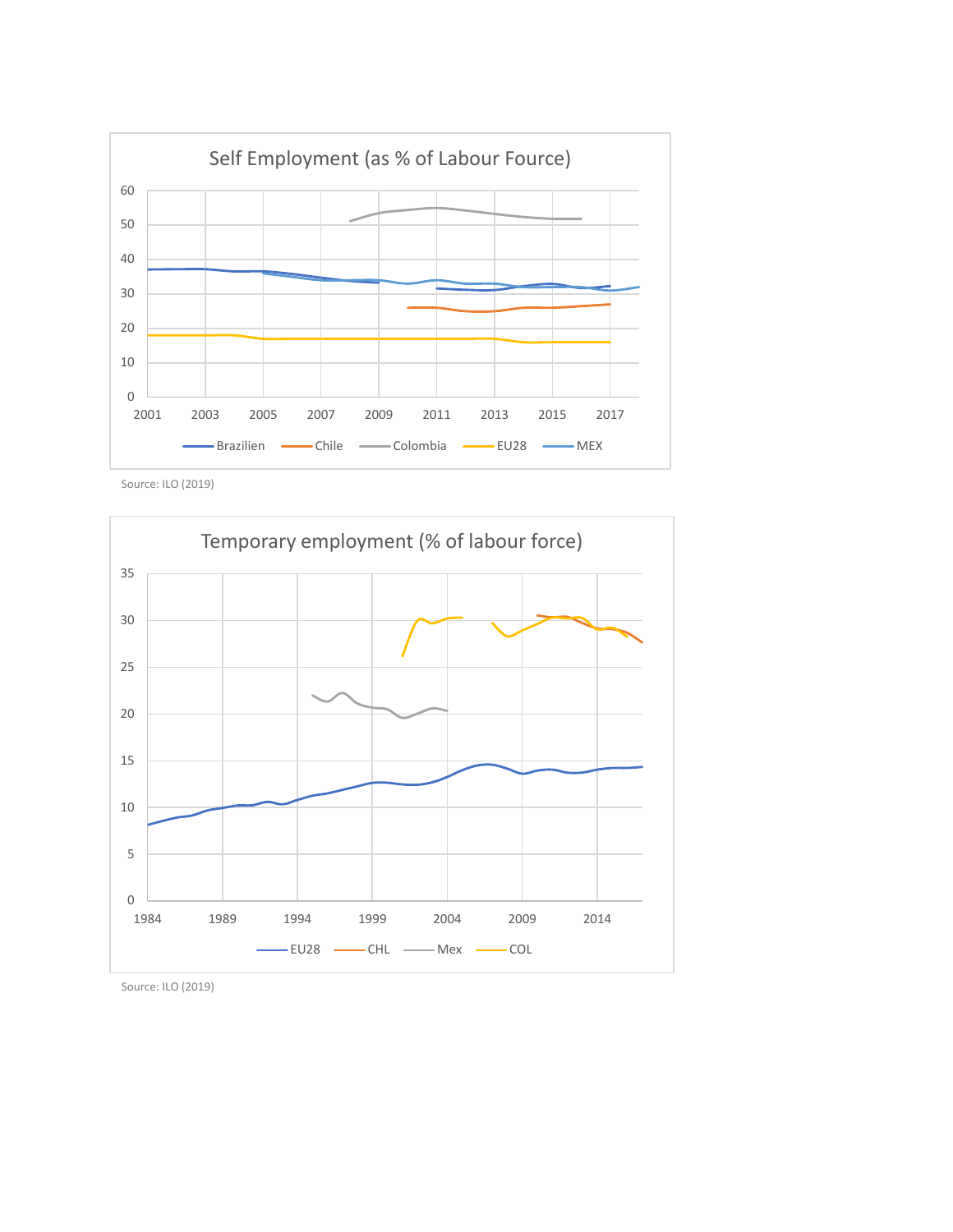Self Employment (as % of Labour Fource)

60
50
40
30
20
10
0

2001 2003 2005 2007 2009 2011 2013 2015 2017

Brazilien Chile Colombia EU28 MEX

Source: ILO (2019)

Temporary employment (% of labour force)

35
30
25
20
15
10
5
0

1984 1989 1994 1999 2004 2009 2014

EU28 CHL Mex COL

Source: ILO (2019)